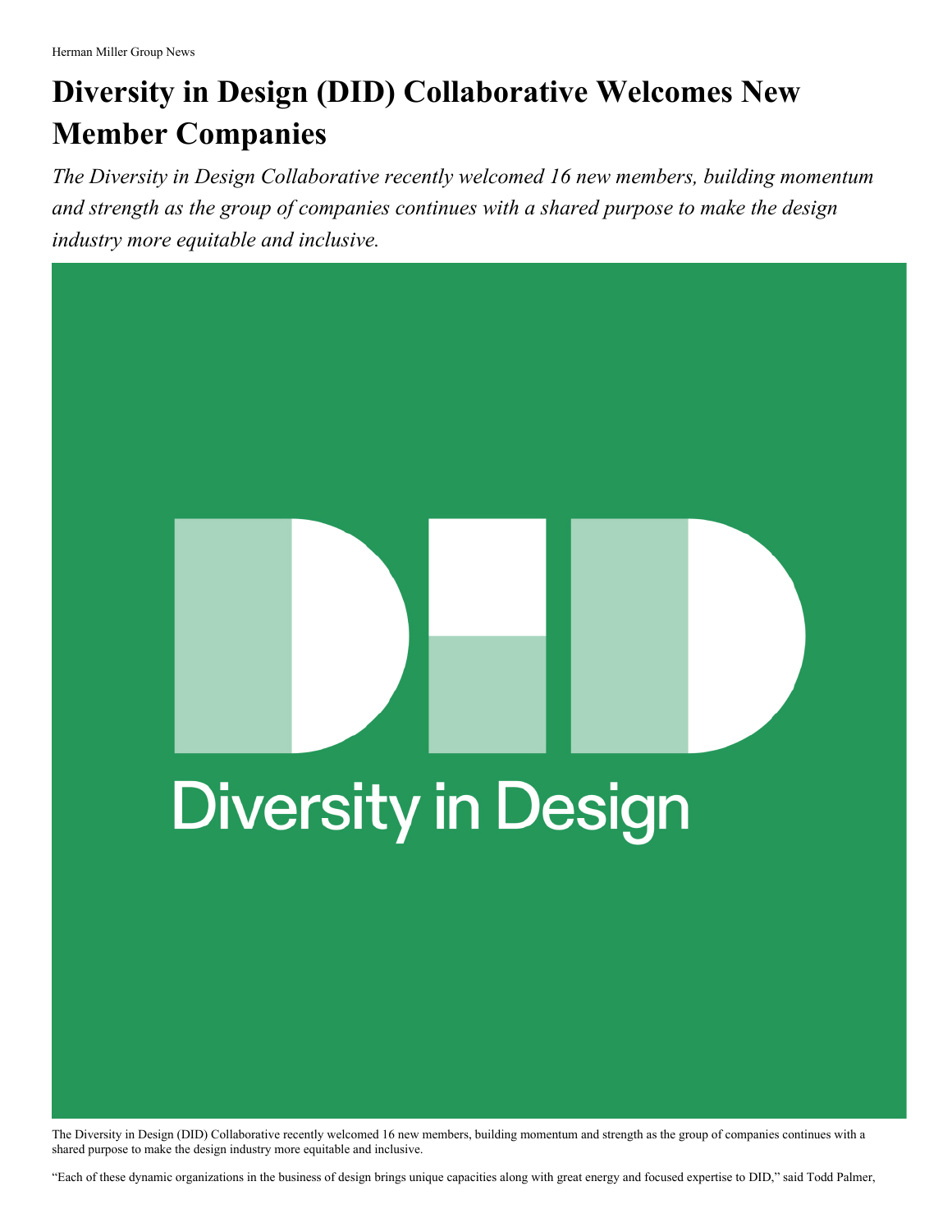Herman Miller Group News

# Diversity in Design (DID) Collaborative Welcomes New Member Companies

*The Diversity in Design Collaborative recently welcomed 16 new members, building momentum and strength as the group of companies continues with a shared purpose to make the design industry more equitable and inclusive.*

The Diversity in Design (DID) Collaborative recently welcomed 16 new members, building momentum and strength as the group of companies continues with a shared purpose to make the design industry more equitable and inclusive.

“Each of these dynamic organizations in the business of design brings unique capacities along with great energy and focused expertise to DID,” said Todd Palmer,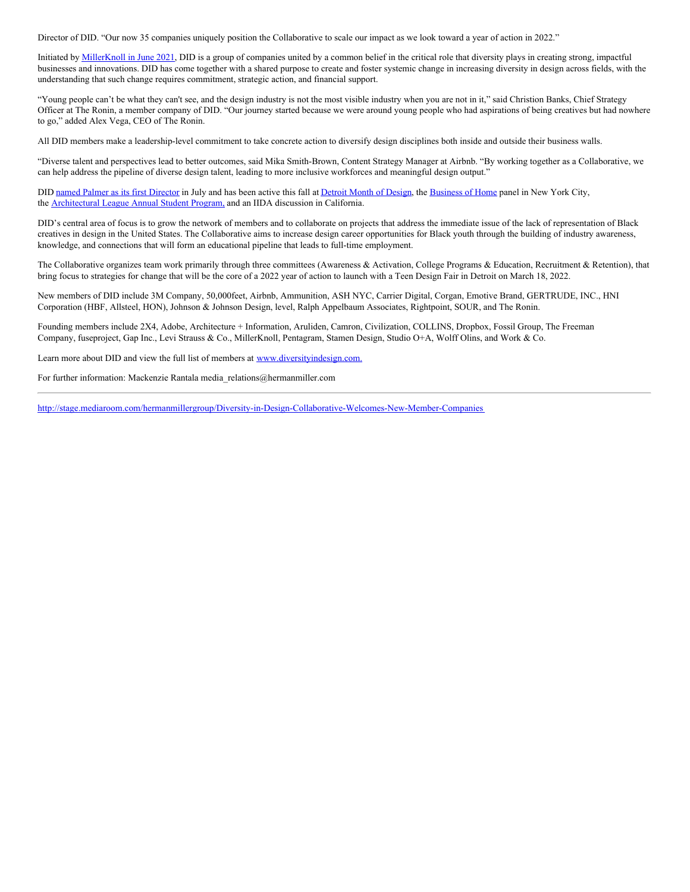Director of DID. “Our now 35 companies uniquely position the Collaborative to scale our impact as we look toward a year of action in 2022.”

Initiated by MillerKnoll in June 2021, DID is a group of companies united by a common belief in the critical role that diversity plays in creating strong, impactful businesses and innovations. DID has come together with a shared purpose to create and foster systemic change in increasing diversity in design across fields, with the understanding that such change requires commitment, strategic action, and financial support.

“Young people can’t be what they can't see, and the design industry is not the most visible industry when you are not in it,” said Christion Banks, Chief Strategy Officer at The Ronin, a member company of DID. “Our journey started because we were around young people who had aspirations of being creatives but had nowhere to go,” added Alex Vega, CEO of The Ronin.

All DID members make a leadership-level commitment to take concrete action to diversify design disciplines both inside and outside their business walls.

“Diverse talent and perspectives lead to better outcomes, said Mika Smith-Brown, Content Strategy Manager at Airbnb. “By working together as a Collaborative, we can help address the pipeline of diverse design talent, leading to more inclusive workforces and meaningful design output.”

DID named Palmer as its first Director in July and has been active this fall at Detroit Month of Design, the Business of Home panel in New York City, the Architectural League Annual Student Program, and an IIDA discussion in California.

DID’s central area of focus is to grow the network of members and to collaborate on projects that address the immediate issue of the lack of representation of Black creatives in design in the United States. The Collaborative aims to increase design career opportunities for Black youth through the building of industry awareness, knowledge, and connections that will form an educational pipeline that leads to full-time employment.

The Collaborative organizes team work primarily through three committees (Awareness & Activation, College Programs & Education, Recruitment & Retention), that bring focus to strategies for change that will be the core of a 2022 year of action to launch with a Teen Design Fair in Detroit on March 18, 2022.

New members of DID include 3M Company, 50,000feet, Airbnb, Ammunition, ASH NYC, Carrier Digital, Corgan, Emotive Brand, GERTRUDE, INC., HNI Corporation (HBF, Allsteel, HON), Johnson & Johnson Design, level, Ralph Appelbaum Associates, Rightpoint, SOUR, and The Ronin.

Founding members include 2X4, Adobe, Architecture + Information, Aruliden, Camron, Civilization, COLLINS, Dropbox, Fossil Group, The Freeman Company, fuseproject, Gap Inc., Levi Strauss & Co., MillerKnoll, Pentagram, Stamen Design, Studio O+A, Wolff Olins, and Work & Co.

Learn more about DID and view the full list of members at www.diversityindesign.com.

For further information: Mackenzie Rantala media_relations@hermanmiller.com

---

http://stage.mediaroom.com/hermanmillergroup/Diversity-in-Design-Collaborative-Welcomes-New-Member-Companies